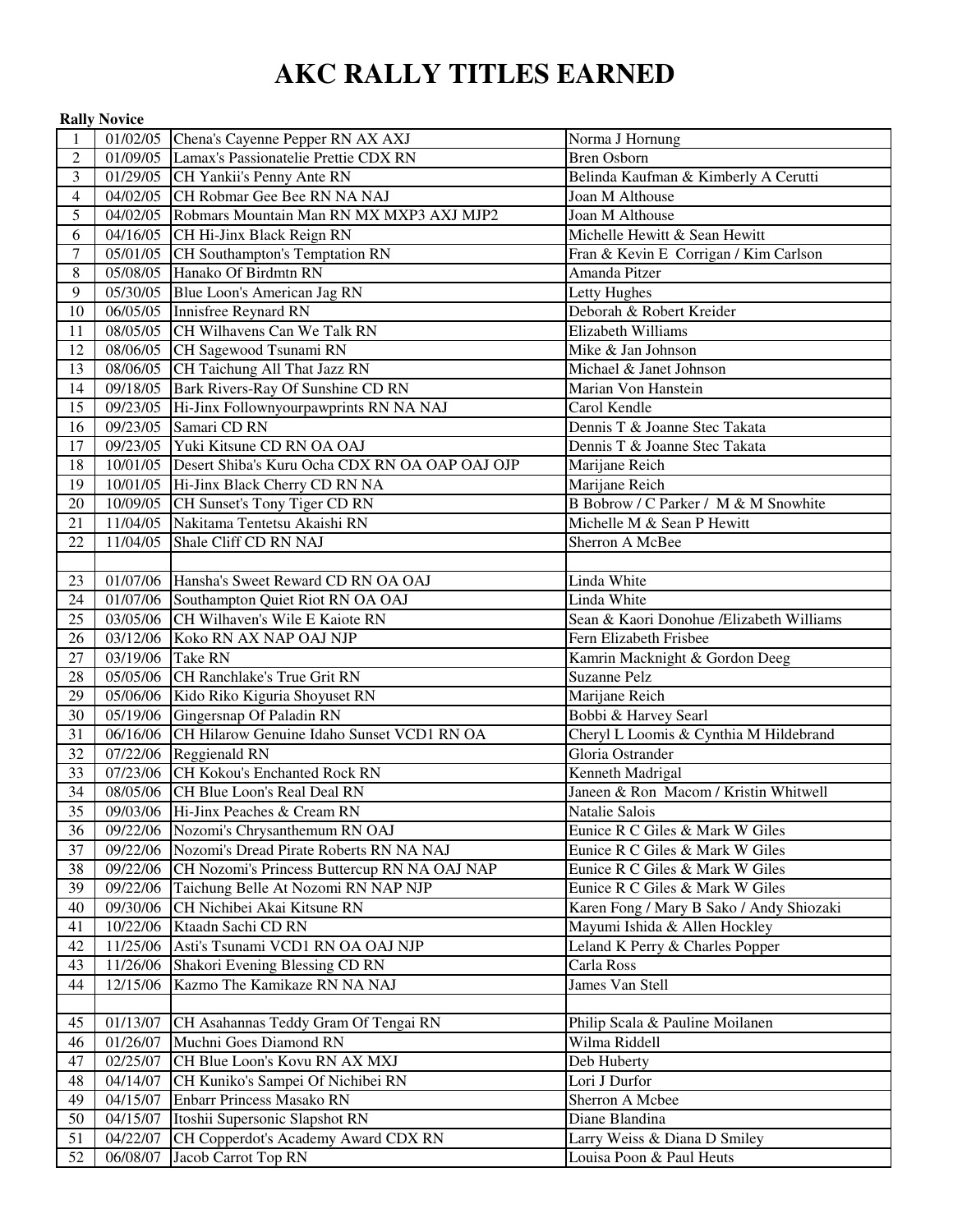# AKC RALLY TITLES EARNED

**Rally Novice**

| # | Date | Dog | Owner |
|---|---|---|---|
| 1 | 01/02/05 | Chena's Cayenne Pepper RN AX AXJ | Norma J Hornung |
| 2 | 01/09/05 | Lamax's Passionatelie Prettie CDX RN | Bren Osborn |
| 3 | 01/29/05 | CH Yankii's Penny Ante RN | Belinda Kaufman & Kimberly A Cerutti |
| 4 | 04/02/05 | CH Robmar Gee Bee RN NA NAJ | Joan M Althouse |
| 5 | 04/02/05 | Robmars Mountain Man RN MX MXP3 AXJ MJP2 | Joan M Althouse |
| 6 | 04/16/05 | CH Hi-Jinx Black Reign RN | Michelle Hewitt & Sean Hewitt |
| 7 | 05/01/05 | CH Southampton's Temptation RN | Fran & Kevin E Corrigan / Kim Carlson |
| 8 | 05/08/05 | Hanako Of Birdmtn RN | Amanda Pitzer |
| 9 | 05/30/05 | Blue Loon's American Jag RN | Letty Hughes |
| 10 | 06/05/05 | Innisfree Reynard RN | Deborah & Robert Kreider |
| 11 | 08/05/05 | CH Wilhavens Can We Talk RN | Elizabeth Williams |
| 12 | 08/06/05 | CH Sagewood Tsunami RN | Mike & Jan Johnson |
| 13 | 08/06/05 | CH Taichung All That Jazz RN | Michael & Janet Johnson |
| 14 | 09/18/05 | Bark Rivers-Ray Of Sunshine CD RN | Marian Von Hanstein |
| 15 | 09/23/05 | Hi-Jinx Followyourpawprints RN NA NAJ | Carol Kendle |
| 16 | 09/23/05 | Samari CD RN | Dennis T & Joanne Stec Takata |
| 17 | 09/23/05 | Yuki Kitsune CD RN OA OAJ | Dennis T & Joanne Stec Takata |
| 18 | 10/01/05 | Desert Shiba's Kuru Ocha CDX RN OA OAP OAJ OJP | Marijane Reich |
| 19 | 10/01/05 | Hi-Jinx Black Cherry CD RN NA | Marijane Reich |
| 20 | 10/09/05 | CH Sunset's Tony Tiger CD RN | B Bobrow / C Parker / M & M Snowhite |
| 21 | 11/04/05 | Nakitama Tentetsu Akaishi RN | Michelle M & Sean P Hewitt |
| 22 | 11/04/05 | Shale Cliff CD RN NAJ | Sherron A McBee |
| | | | |
| 23 | 01/07/06 | Hansha's Sweet Reward CD RN OA OAJ | Linda White |
| 24 | 01/07/06 | Southampton Quiet Riot RN OA OAJ | Linda White |
| 25 | 03/05/06 | CH Wilhaven's Wile E Kaiote RN | Sean & Kaori Donohue /Elizabeth Williams |
| 26 | 03/12/06 | Koko RN AX NAP OAJ NJP | Fern Elizabeth Frisbee |
| 27 | 03/19/06 | Take RN | Kamrin Macknight & Gordon Deeg |
| 28 | 05/05/06 | CH Ranchlake's True Grit RN | Suzanne Pelz |
| 29 | 05/06/06 | Kido Riko Kiguria Shoyuset RN | Marijane Reich |
| 30 | 05/19/06 | Gingersnap Of Paladin RN | Bobbi & Harvey Searl |
| 31 | 06/16/06 | CH Hilarow Genuine Idaho Sunset VCD1 RN OA | Cheryl L Loomis & Cynthia M Hildebrand |
| 32 | 07/22/06 | Reggienald RN | Gloria Ostrander |
| 33 | 07/23/06 | CH Kokou's Enchanted Rock RN | Kenneth Madrigal |
| 34 | 08/05/06 | CH Blue Loon's Real Deal RN | Janeen & Ron Macom / Kristin Whitwell |
| 35 | 09/03/06 | Hi-Jinx Peaches & Cream RN | Natalie Salois |
| 36 | 09/22/06 | Nozomi's Chrysanthemum RN OAJ | Eunice R C Giles & Mark W Giles |
| 37 | 09/22/06 | Nozomi's Dread Pirate Roberts RN NA NAJ | Eunice R C Giles & Mark W Giles |
| 38 | 09/22/06 | CH Nozomi's Princess Buttercup RN NA OAJ NAP | Eunice R C Giles & Mark W Giles |
| 39 | 09/22/06 | Taichung Belle At Nozomi RN NAP NJP | Eunice R C Giles & Mark W Giles |
| 40 | 09/30/06 | CH Nichibei Akai Kitsune RN | Karen Fong / Mary B Sako / Andy Shiozaki |
| 41 | 10/22/06 | Ktaadn Sachi CD RN | Mayumi Ishida & Allen Hockley |
| 42 | 11/25/06 | Asti's Tsunami VCD1 RN OA OAJ NJP | Leland K Perry & Charles Popper |
| 43 | 11/26/06 | Shakori Evening Blessing CD RN | Carla Ross |
| 44 | 12/15/06 | Kazmo The Kamikaze RN NA NAJ | James Van Stell |
| | | | |
| 45 | 01/13/07 | CH Asahannas Teddy Gram Of Tengai RN | Philip Scala & Pauline Moilanen |
| 46 | 01/26/07 | Muchni Goes Diamond RN | Wilma Riddell |
| 47 | 02/25/07 | CH Blue Loon's Kovu RN AX MXJ | Deb Huberty |
| 48 | 04/14/07 | CH Kuniko's Sampei Of Nichibei RN | Lori J Durfor |
| 49 | 04/15/07 | Enbarr Princess Masako RN | Sherron A Mcbee |
| 50 | 04/15/07 | Itoshii Supersonic Slapshot RN | Diane Blandina |
| 51 | 04/22/07 | CH Copperdot's Academy Award CDX RN | Larry Weiss & Diana D Smiley |
| 52 | 06/08/07 | Jacob Carrot Top RN | Louisa Poon & Paul Heuts |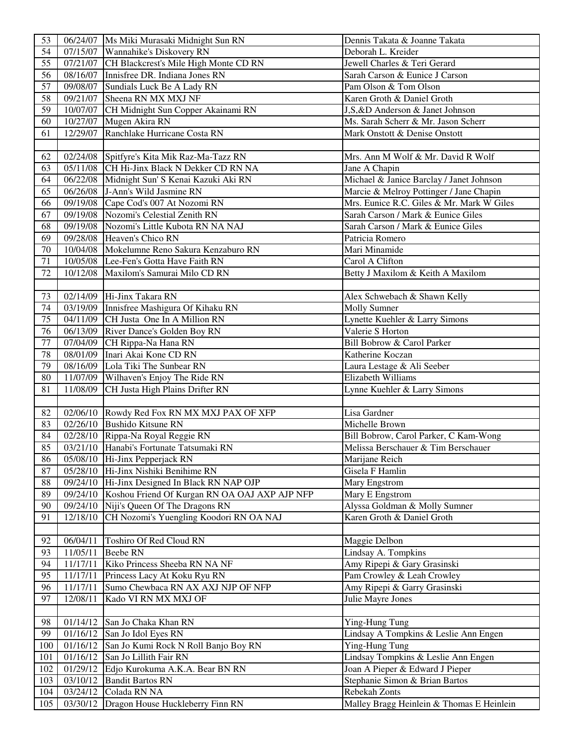| | | | |
|---|---|---|---|
| 53 | 06/24/07 | Ms Miki Murasaki Midnight Sun RN | Dennis Takata & Joanne Takata |
| 54 | 07/15/07 | Wannahike's Diskovery RN | Deborah L. Kreider |
| 55 | 07/21/07 | CH Blackcrest's Mile High Monte CD RN | Jewell Charles & Teri Gerard |
| 56 | 08/16/07 | Innisfree DR. Indiana Jones RN | Sarah Carson & Eunice J Carson |
| 57 | 09/08/07 | Sundials Luck Be A Lady RN | Pam Olson & Tom Olson |
| 58 | 09/21/07 | Sheena RN MX MXJ NF | Karen Groth & Daniel Groth |
| 59 | 10/07/07 | CH Midnight Sun Copper Akainami RN | J,S,&D Anderson & Janet Johnson |
| 60 | 10/27/07 | Mugen Akira RN | Ms. Sarah Scherr & Mr. Jason Scherr |
| 61 | 12/29/07 | Ranchlake Hurricane Costa RN | Mark Onstott & Denise Onstott |
| | | | |
| 62 | 02/24/08 | Spitfyre's Kita Mik Raz-Ma-Tazz RN | Mrs. Ann M Wolf & Mr. David R Wolf |
| 63 | 05/11/08 | CH Hi-Jinx Black N Dekker CD RN NA | Jane A Chapin |
| 64 | 06/22/08 | Midnight Sun' S Kenai Kazuki Aki RN | Michael & Janice Barclay / Janet Johnson |
| 65 | 06/26/08 | J-Ann's Wild Jasmine RN | Marcie & Melroy Pottinger / Jane Chapin |
| 66 | 09/19/08 | Cape Cod's 007 At Nozomi RN | Mrs. Eunice R.C. Giles & Mr. Mark W Giles |
| 67 | 09/19/08 | Nozomi's Celestial Zenith RN | Sarah Carson / Mark & Eunice Giles |
| 68 | 09/19/08 | Nozomi's Little Kubota RN NA NAJ | Sarah Carson / Mark & Eunice Giles |
| 69 | 09/28/08 | Heaven's Chico RN | Patricia Romero |
| 70 | 10/04/08 | Mokelumne Reno Sakura Kenzaburo RN | Mari Minamide |
| 71 | 10/05/08 | Lee-Fen's Gotta Have Faith RN | Carol A Clifton |
| 72 | 10/12/08 | Maxilom's Samurai Milo CD RN | Betty J Maxilom & Keith A Maxilom |
| | | | |
| 73 | 02/14/09 | Hi-Jinx Takara RN | Alex Schwebach & Shawn Kelly |
| 74 | 03/19/09 | Innisfree Mashigura Of Kihaku RN | Molly Sumner |
| 75 | 04/11/09 | CH Justa One In A Million RN | Lynette Kuehler & Larry Simons |
| 76 | 06/13/09 | River Dance's Golden Boy RN | Valerie S Horton |
| 77 | 07/04/09 | CH Rippa-Na Hana RN | Bill Bobrow & Carol Parker |
| 78 | 08/01/09 | Inari Akai Kone CD RN | Katherine Koczan |
| 79 | 08/16/09 | Lola Tiki The Sunbear RN | Laura Lestage & Ali Seeber |
| 80 | 11/07/09 | Wilhaven's Enjoy The Ride RN | Elizabeth Williams |
| 81 | 11/08/09 | CH Justa High Plains Drifter RN | Lynne Kuehler & Larry Simons |
| | | | |
| 82 | 02/06/10 | Rowdy Red Fox RN MX MXJ PAX OF XFP | Lisa Gardner |
| 83 | 02/26/10 | Bushido Kitsune RN | Michelle Brown |
| 84 | 02/28/10 | Rippa-Na Royal Reggie RN | Bill Bobrow, Carol Parker, C Kam-Wong |
| 85 | 03/21/10 | Hanabi's Fortunate Tatsumaki RN | Melissa Berschauer & Tim Berschauer |
| 86 | 05/08/10 | Hi-Jinx Pepperjack RN | Marijane Reich |
| 87 | 05/28/10 | Hi-Jinx Nishiki Benihime RN | Gisela F Hamlin |
| 88 | 09/24/10 | Hi-Jinx Designed In Black RN NAP OJP | Mary Engstrom |
| 89 | 09/24/10 | Koshou Friend Of Kurgan RN OA OAJ AXP AJP NFP | Mary E Engstrom |
| 90 | 09/24/10 | Niji's Queen Of The Dragons RN | Alyssa Goldman & Molly Sumner |
| 91 | 12/18/10 | CH Nozomi's Yuengling Koodori RN OA NAJ | Karen Groth & Daniel Groth |
| | | | |
| 92 | 06/04/11 | Toshiro Of Red Cloud RN | Maggie Delbon |
| 93 | 11/05/11 | Beebe RN | Lindsay A. Tompkins |
| 94 | 11/17/11 | Kiko Princess Sheeba RN NA NF | Amy Ripepi & Gary Grasinski |
| 95 | 11/17/11 | Princess Lacy At Koku Ryu RN | Pam Crowley & Leah Crowley |
| 96 | 11/17/11 | Sumo Chewbaca RN AX AXJ NJP OF NFP | Amy Ripepi & Garry Grasinski |
| 97 | 12/08/11 | Kado VI RN MX MXJ OF | Julie Mayre Jones |
| | | | |
| 98 | 01/14/12 | San Jo Chaka Khan RN | Ying-Hung Tung |
| 99 | 01/16/12 | San Jo Idol Eyes RN | Lindsay A Tompkins & Leslie Ann Engen |
| 100 | 01/16/12 | San Jo Kumi Rock N Roll Banjo Boy RN | Ying-Hung Tung |
| 101 | 01/16/12 | San Jo Lillith Fair RN | Lindsay Tompkins & Leslie Ann Engen |
| 102 | 01/29/12 | Edjo Kurokuma A.K.A. Bear BN RN | Joan A Pieper & Edward J Pieper |
| 103 | 03/10/12 | Bandit Bartos RN | Stephanie Simon & Brian Bartos |
| 104 | 03/24/12 | Colada RN NA | Rebekah Zonts |
| 105 | 03/30/12 | Dragon House Huckleberry Finn RN | Malley Bragg Heinlein & Thomas E Heinlein |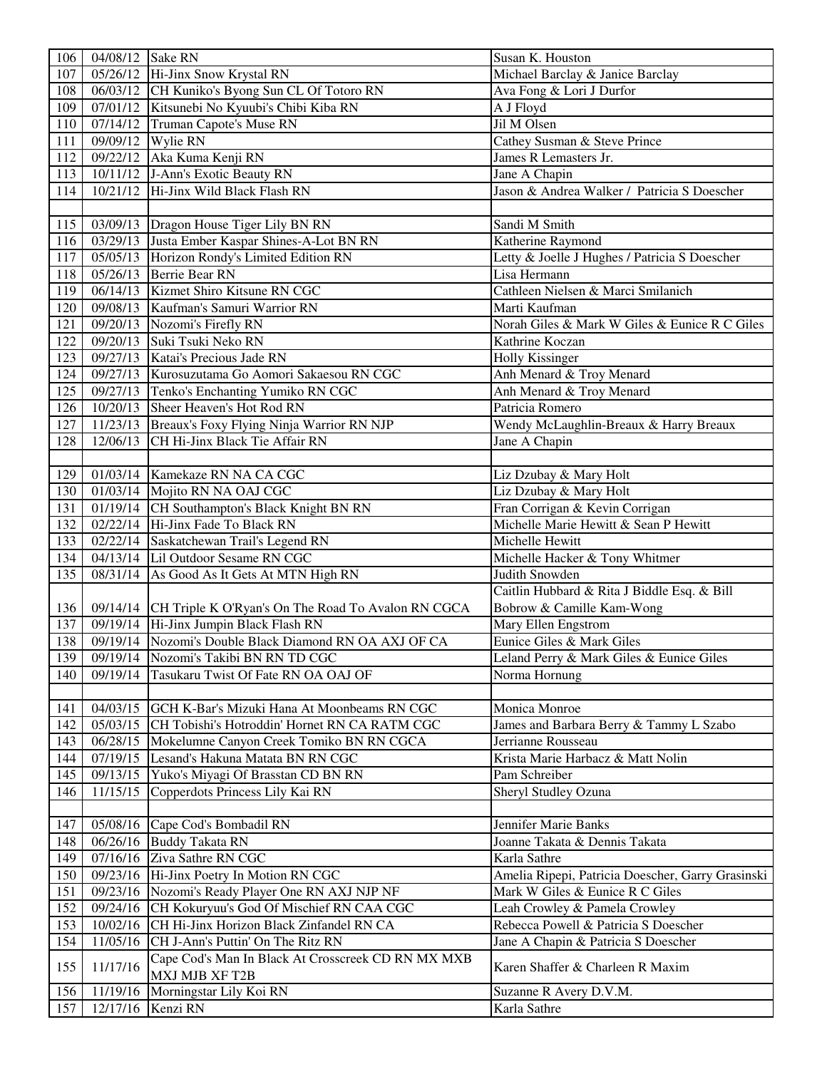| | | | |
|---|---|---|---|
| 106 | 04/08/12 | Sake RN | Susan K. Houston |
| 107 | 05/26/12 | Hi-Jinx Snow Krystal RN | Michael Barclay & Janice Barclay |
| 108 | 06/03/12 | CH Kuniko's Byong Sun CL Of Totoro RN | Ava Fong & Lori J Durfor |
| 109 | 07/01/12 | Kitsunebi No Kyuubi's Chibi Kiba RN | A J Floyd |
| 110 | 07/14/12 | Truman Capote's Muse RN | Jil M Olsen |
| 111 | 09/09/12 | Wylie RN | Cathey Susman & Steve Prince |
| 112 | 09/22/12 | Aka Kuma Kenji RN | James R Lemasters Jr. |
| 113 | 10/11/12 | J-Ann's Exotic Beauty RN | Jane A Chapin |
| 114 | 10/21/12 | Hi-Jinx Wild Black Flash RN | Jason & Andrea Walker / Patricia S Doescher |
| | | | |
| 115 | 03/09/13 | Dragon House Tiger Lily BN RN | Sandi M Smith |
| 116 | 03/29/13 | Justa Ember Kaspar Shines-A-Lot BN RN | Katherine Raymond |
| 117 | 05/05/13 | Horizon Rondy's Limited Edition RN | Letty & Joelle J Hughes / Patricia S Doescher |
| 118 | 05/26/13 | Berrie Bear RN | Lisa Hermann |
| 119 | 06/14/13 | Kizmet Shiro Kitsune RN CGC | Cathleen Nielsen & Marci Smilanich |
| 120 | 09/08/13 | Kaufman's Samuri Warrior RN | Marti Kaufman |
| 121 | 09/20/13 | Nozomi's Firefly RN | Norah Giles & Mark W Giles & Eunice R C Giles |
| 122 | 09/20/13 | Suki Tsuki Neko RN | Kathrine Koczan |
| 123 | 09/27/13 | Katai's Precious Jade RN | Holly Kissinger |
| 124 | 09/27/13 | Kurosuzutama Go Aomori Sakaesou RN CGC | Anh Menard & Troy Menard |
| 125 | 09/27/13 | Tenko's Enchanting Yumiko RN CGC | Anh Menard & Troy Menard |
| 126 | 10/20/13 | Sheer Heaven's Hot Rod RN | Patricia Romero |
| 127 | 11/23/13 | Breaux's Foxy Flying Ninja Warrior RN NJP | Wendy McLaughlin-Breaux & Harry Breaux |
| 128 | 12/06/13 | CH Hi-Jinx Black Tie Affair RN | Jane A Chapin |
| | | | |
| 129 | 01/03/14 | Kamekaze RN NA CA CGC | Liz Dzubay & Mary Holt |
| 130 | 01/03/14 | Mojito RN NA OAJ CGC | Liz Dzubay & Mary Holt |
| 131 | 01/19/14 | CH Southampton's Black Knight BN RN | Fran Corrigan & Kevin Corrigan |
| 132 | 02/22/14 | Hi-Jinx Fade To Black RN | Michelle Marie Hewitt & Sean P Hewitt |
| 133 | 02/22/14 | Saskatchewan Trail's Legend RN | Michelle Hewitt |
| 134 | 04/13/14 | Lil Outdoor Sesame RN CGC | Michelle Hacker & Tony Whitmer |
| 135 | 08/31/14 | As Good As It Gets At MTN High RN | Judith Snowden |
| 136 | 09/14/14 | CH Triple K O'Ryan's On The Road To Avalon RN CGCA | Caitlin Hubbard & Rita J Biddle Esq. & Bill Bobrow & Camille Kam-Wong |
| 137 | 09/19/14 | Hi-Jinx Jumpin Black Flash RN | Mary Ellen Engstrom |
| 138 | 09/19/14 | Nozomi's Double Black Diamond RN OA AXJ OF CA | Eunice Giles & Mark Giles |
| 139 | 09/19/14 | Nozomi's Takibi BN RN TD CGC | Leland Perry & Mark Giles & Eunice Giles |
| 140 | 09/19/14 | Tasukaru Twist Of Fate RN OA OAJ OF | Norma Hornung |
| | | | |
| 141 | 04/03/15 | GCH K-Bar's Mizuki Hana At Moonbeams RN CGC | Monica Monroe |
| 142 | 05/03/15 | CH Tobishi's Hotroddin' Hornet RN CA RATM CGC | James and Barbara Berry & Tammy L Szabo |
| 143 | 06/28/15 | Mokelumne Canyon Creek Tomiko BN RN CGCA | Jerrianne Rousseau |
| 144 | 07/19/15 | Lesand's Hakuna Matata BN RN CGC | Krista Marie Harbacz & Matt Nolin |
| 145 | 09/13/15 | Yuko's Miyagi Of Brasstan CD BN RN | Pam Schreiber |
| 146 | 11/15/15 | Copperdots Princess Lily Kai RN | Sheryl Studley Ozuna |
| | | | |
| 147 | 05/08/16 | Cape Cod's Bombadil RN | Jennifer Marie Banks |
| 148 | 06/26/16 | Buddy Takata RN | Joanne Takata & Dennis Takata |
| 149 | 07/16/16 | Ziva Sathre RN CGC | Karla Sathre |
| 150 | 09/23/16 | Hi-Jinx Poetry In Motion RN CGC | Amelia Ripepi, Patricia Doescher, Garry Grasinski |
| 151 | 09/23/16 | Nozomi's Ready Player One RN AXJ NJP NF | Mark W Giles & Eunice R C Giles |
| 152 | 09/24/16 | CH Kokuryuu's God Of Mischief RN CAA CGC | Leah Crowley & Pamela Crowley |
| 153 | 10/02/16 | CH Hi-Jinx Horizon Black Zinfandel RN CA | Rebecca Powell & Patricia S Doescher |
| 154 | 11/05/16 | CH J-Ann's Puttin' On The Ritz RN | Jane A Chapin & Patricia S Doescher |
| 155 | 11/17/16 | Cape Cod's Man In Black At Crosscreek CD RN MX MXB MXJ MJB XF T2B | Karen Shaffer & Charleen R Maxim |
| 156 | 11/19/16 | Morningstar Lily Koi RN | Suzanne R Avery D.V.M. |
| 157 | 12/17/16 | Kenzi RN | Karla Sathre |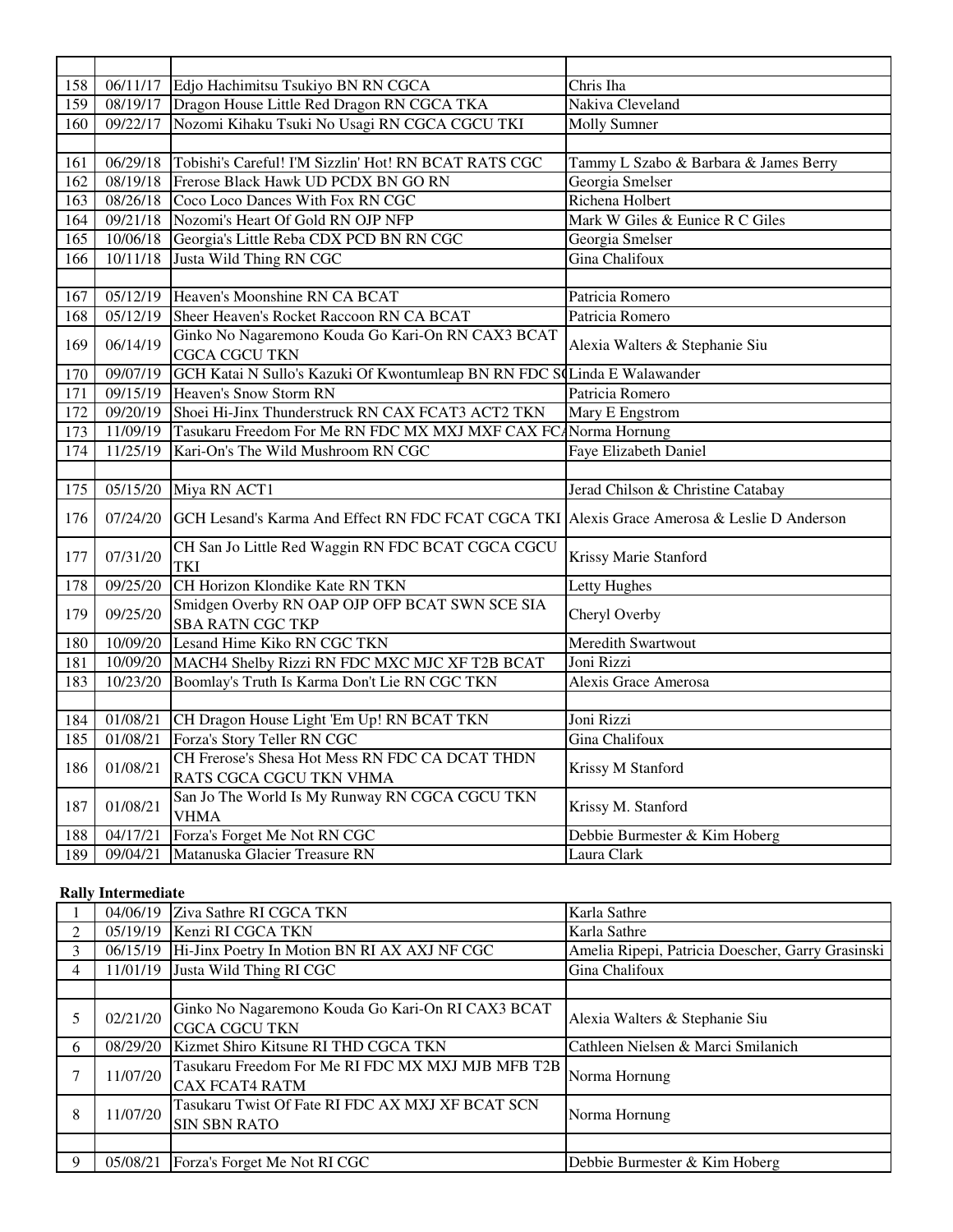| | | | |
|---|---|---|---|
| 158 | 06/11/17 | Edjo Hachimitsu Tsukiyo BN RN CGCA | Chris Iha |
| 159 | 08/19/17 | Dragon House Little Red Dragon RN CGCA TKA | Nakiva Cleveland |
| 160 | 09/22/17 | Nozomi Kihaku Tsuki No Usagi RN CGCA CGCU TKI | Molly Sumner |
| | | | |
| 161 | 06/29/18 | Tobishi's Careful! I'M Sizzlin' Hot! RN BCAT RATS CGC | Tammy L Szabo & Barbara & James Berry |
| 162 | 08/19/18 | Frerose Black Hawk UD PCDX BN GO RN | Georgia Smelser |
| 163 | 08/26/18 | Coco Loco Dances With Fox RN CGC | Richena Holbert |
| 164 | 09/21/18 | Nozomi's Heart Of Gold RN OJP NFP | Mark W Giles & Eunice R C Giles |
| 165 | 10/06/18 | Georgia's Little Reba CDX PCD BN RN CGC | Georgia Smelser |
| 166 | 10/11/18 | Justa Wild Thing RN CGC | Gina Chalifoux |
| | | | |
| 167 | 05/12/19 | Heaven's Moonshine RN CA BCAT | Patricia Romero |
| 168 | 05/12/19 | Sheer Heaven's Rocket Raccoon RN CA BCAT | Patricia Romero |
| 169 | 06/14/19 | Ginko No Nagaremono Kouda Go Kari-On RN CAX3 BCAT CGCA CGCU TKN | Alexia Walters & Stephanie Siu |
| 170 | 09/07/19 | GCH Katai N Sullo's Kazuki Of Kwontumleap BN RN FDC S( | Linda E Walawander |
| 171 | 09/15/19 | Heaven's Snow Storm RN | Patricia Romero |
| 172 | 09/20/19 | Shoei Hi-Jinx Thunderstruck RN CAX FCAT3 ACT2 TKN | Mary E Engstrom |
| 173 | 11/09/19 | Tasukaru Freedom For Me RN FDC MX MXJ MXF CAX FCA | Norma Hornung |
| 174 | 11/25/19 | Kari-On's The Wild Mushroom RN CGC | Faye Elizabeth Daniel |
| | | | |
| 175 | 05/15/20 | Miya RN ACT1 | Jerad Chilson & Christine Catabay |
| 176 | 07/24/20 | GCH Lesand's Karma And Effect RN FDC FCAT CGCA TKI | Alexis Grace Amerosa & Leslie D Anderson |
| 177 | 07/31/20 | CH San Jo Little Red Waggin RN FDC BCAT CGCA CGCU TKI | Krissy Marie Stanford |
| 178 | 09/25/20 | CH Horizon Klondike Kate RN TKN | Letty Hughes |
| 179 | 09/25/20 | Smidgen Overby RN OAP OJP OFP BCAT SWN SCE SIA SBA RATN CGC TKP | Cheryl Overby |
| 180 | 10/09/20 | Lesand Hime Kiko RN CGC TKN | Meredith Swartwout |
| 181 | 10/09/20 | MACH4 Shelby Rizzi RN FDC MXC MJC XF T2B BCAT | Joni Rizzi |
| 183 | 10/23/20 | Boomlay's Truth Is Karma Don't Lie RN CGC TKN | Alexis Grace Amerosa |
| | | | |
| 184 | 01/08/21 | CH Dragon House Light 'Em Up! RN BCAT TKN | Joni Rizzi |
| 185 | 01/08/21 | Forza's Story Teller RN CGC | Gina Chalifoux |
| 186 | 01/08/21 | CH Frerose's Shesa Hot Mess RN FDC CA DCAT THDN RATS CGCA CGCU TKN VHMA | Krissy M Stanford |
| 187 | 01/08/21 | San Jo The World Is My Runway RN CGCA CGCU TKN VHMA | Krissy M. Stanford |
| 188 | 04/17/21 | Forza's Forget Me Not RN CGC | Debbie Burmester & Kim Hoberg |
| 189 | 09/04/21 | Matanuska Glacier Treasure RN | Laura Clark |

**Rally Intermediate**

| | | | |
|---|---|---|---|
| 1 | 04/06/19 | Ziva Sathre RI CGCA TKN | Karla Sathre |
| 2 | 05/19/19 | Kenzi RI CGCA TKN | Karla Sathre |
| 3 | 06/15/19 | Hi-Jinx Poetry In Motion BN RI AX AXJ NF CGC | Amelia Ripepi, Patricia Doescher, Garry Grasinski |
| 4 | 11/01/19 | Justa Wild Thing RI CGC | Gina Chalifoux |
| | | | |
| 5 | 02/21/20 | Ginko No Nagaremono Kouda Go Kari-On RI CAX3 BCAT CGCA CGCU TKN | Alexia Walters & Stephanie Siu |
| 6 | 08/29/20 | Kizmet Shiro Kitsune RI THD CGCA TKN | Cathleen Nielsen & Marci Smilanich |
| 7 | 11/07/20 | Tasukaru Freedom For Me RI FDC MX MXJ MJB MFB T2B CAX FCAT4 RATM | Norma Hornung |
| 8 | 11/07/20 | Tasukaru Twist Of Fate RI FDC AX MXJ XF BCAT SCN SIN SBN RATO | Norma Hornung |
| | | | |
| 9 | 05/08/21 | Forza's Forget Me Not RI CGC | Debbie Burmester & Kim Hoberg |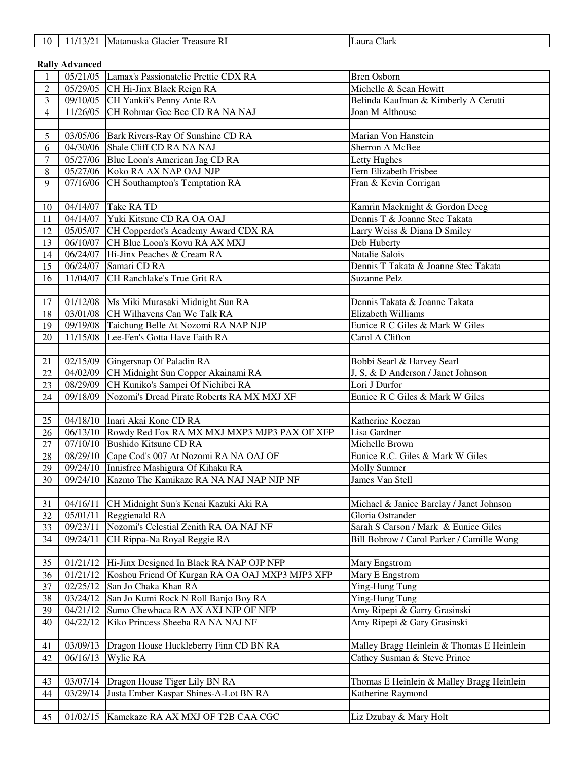| 10 | 11/13/21 | Matanuska Glacier Treasure RI | Laura Clark |
|---|---|---|---|

**Rally Advanced**

| | | | |
|---|---|---|---|
| 1 | 05/21/05 | Lamax's Passionatelie Prettie CDX RA | Bren Osborn |
| 2 | 05/29/05 | CH Hi-Jinx Black Reign RA | Michelle & Sean Hewitt |
| 3 | 09/10/05 | CH Yankii's Penny Ante RA | Belinda Kaufman & Kimberly A Cerutti |
| 4 | 11/26/05 | CH Robmar Gee Bee CD RA NA NAJ | Joan M Althouse |
| | | | |
| 5 | 03/05/06 | Bark Rivers-Ray Of Sunshine CD RA | Marian Von Hanstein |
| 6 | 04/30/06 | Shale Cliff CD RA NA NAJ | Sherron A McBee |
| 7 | 05/27/06 | Blue Loon's American Jag CD RA | Letty Hughes |
| 8 | 05/27/06 | Koko RA AX NAP OAJ NJP | Fern Elizabeth Frisbee |
| 9 | 07/16/06 | CH Southampton's Temptation RA | Fran & Kevin Corrigan |
| | | | |
| 10 | 04/14/07 | Take RA TD | Kamrin Macknight & Gordon Deeg |
| 11 | 04/14/07 | Yuki Kitsune CD RA OA OAJ | Dennis T & Joanne Stec Takata |
| 12 | 05/05/07 | CH Copperdot's Academy Award CDX RA | Larry Weiss & Diana D Smiley |
| 13 | 06/10/07 | CH Blue Loon's Kovu RA AX MXJ | Deb Huberty |
| 14 | 06/24/07 | Hi-Jinx Peaches & Cream RA | Natalie Salois |
| 15 | 06/24/07 | Samari CD RA | Dennis T Takata & Joanne Stec Takata |
| 16 | 11/04/07 | CH Ranchlake's True Grit RA | Suzanne Pelz |
| | | | |
| 17 | 01/12/08 | Ms Miki Murasaki Midnight Sun RA | Dennis Takata & Joanne Takata |
| 18 | 03/01/08 | CH Wilhavens Can We Talk RA | Elizabeth Williams |
| 19 | 09/19/08 | Taichung Belle At Nozomi RA NAP NJP | Eunice R C Giles & Mark W Giles |
| 20 | 11/15/08 | Lee-Fen's Gotta Have Faith RA | Carol A Clifton |
| | | | |
| 21 | 02/15/09 | Gingersnap Of Paladin RA | Bobbi Searl & Harvey Searl |
| 22 | 04/02/09 | CH Midnight Sun Copper Akainami RA | J, S, & D Anderson / Janet Johnson |
| 23 | 08/29/09 | CH Kuniko's Sampei Of Nichibei RA | Lori J Durfor |
| 24 | 09/18/09 | Nozomi's Dread Pirate Roberts RA MX MXJ XF | Eunice R C Giles & Mark W Giles |
| | | | |
| 25 | 04/18/10 | Inari Akai Kone CD RA | Katherine Koczan |
| 26 | 06/13/10 | Rowdy Red Fox RA MX MXJ MXP3 MJP3 PAX OF XFP | Lisa Gardner |
| 27 | 07/10/10 | Bushido Kitsune CD RA | Michelle Brown |
| 28 | 08/29/10 | Cape Cod's 007 At Nozomi RA NA OAJ OF | Eunice R.C. Giles & Mark W Giles |
| 29 | 09/24/10 | Innisfree Mashigura Of Kihaku RA | Molly Sumner |
| 30 | 09/24/10 | Kazmo The Kamikaze RA NA NAJ NAP NJP NF | James Van Stell |
| | | | |
| 31 | 04/16/11 | CH Midnight Sun's Kenai Kazuki Aki RA | Michael & Janice Barclay / Janet Johnson |
| 32 | 05/01/11 | Reggienald RA | Gloria Ostrander |
| 33 | 09/23/11 | Nozomi's Celestial Zenith RA OA NAJ NF | Sarah S Carson / Mark & Eunice Giles |
| 34 | 09/24/11 | CH Rippa-Na Royal Reggie RA | Bill Bobrow / Carol Parker / Camille Wong |
| | | | |
| 35 | 01/21/12 | Hi-Jinx Designed In Black RA NAP OJP NFP | Mary Engstrom |
| 36 | 01/21/12 | Koshou Friend Of Kurgan RA OA OAJ MXP3 MJP3 XFP | Mary E Engstrom |
| 37 | 02/25/12 | San Jo Chaka Khan RA | Ying-Hung Tung |
| 38 | 03/24/12 | San Jo Kumi Rock N Roll Banjo Boy RA | Ying-Hung Tung |
| 39 | 04/21/12 | Sumo Chewbaca RA AX AXJ NJP OF NFP | Amy Ripepi & Garry Grasinski |
| 40 | 04/22/12 | Kiko Princess Sheeba RA NA NAJ NF | Amy Ripepi & Gary Grasinski |
| | | | |
| 41 | 03/09/13 | Dragon House Huckleberry Finn CD BN RA | Malley Bragg Heinlein & Thomas E Heinlein |
| 42 | 06/16/13 | Wylie RA | Cathey Susman & Steve Prince |
| | | | |
| 43 | 03/07/14 | Dragon House Tiger Lily BN RA | Thomas E Heinlein & Malley Bragg Heinlein |
| 44 | 03/29/14 | Justa Ember Kaspar Shines-A-Lot BN RA | Katherine Raymond |
| | | | |
| 45 | 01/02/15 | Kamekaze RA AX MXJ OF T2B CAA CGC | Liz Dzubay & Mary Holt |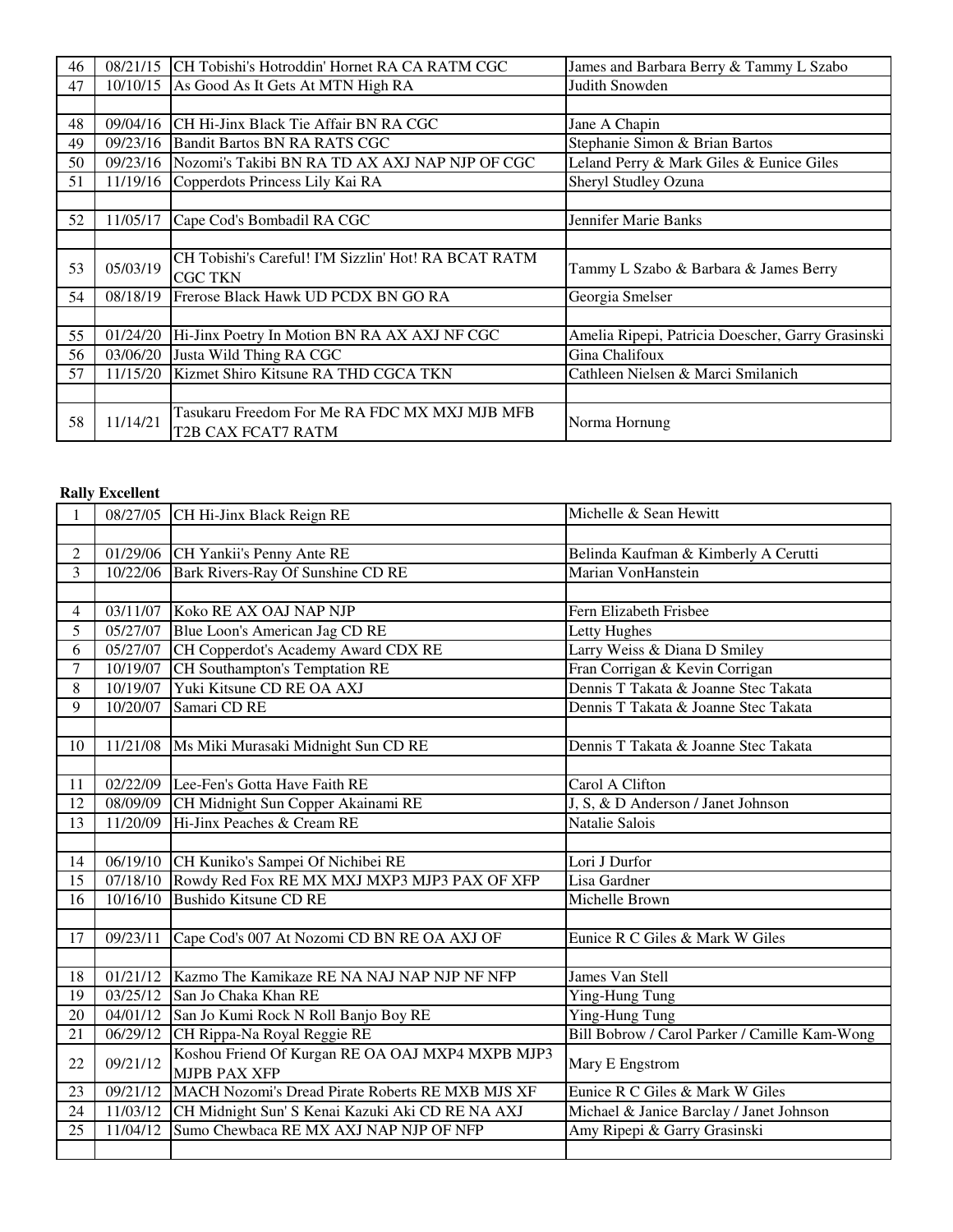| | | | |
|---|---|---|---|
| 46 | 08/21/15 | CH Tobishi's Hotroddin' Hornet RA CA RATM CGC | James and Barbara Berry & Tammy L Szabo |
| 47 | 10/10/15 | As Good As It Gets At MTN High RA | Judith Snowden |
| | | | |
| 48 | 09/04/16 | CH Hi-Jinx Black Tie Affair BN RA CGC | Jane A Chapin |
| 49 | 09/23/16 | Bandit Bartos BN RA RATS CGC | Stephanie Simon & Brian Bartos |
| 50 | 09/23/16 | Nozomi's Takibi BN RA TD AX AXJ NAP NJP OF CGC | Leland Perry & Mark Giles & Eunice Giles |
| 51 | 11/19/16 | Copperdots Princess Lily Kai RA | Sheryl Studley Ozuna |
| | | | |
| 52 | 11/05/17 | Cape Cod's Bombadil RA CGC | Jennifer Marie Banks |
| | | | |
| 53 | 05/03/19 | CH Tobishi's Careful! I'M Sizzlin' Hot! RA BCAT RATM CGC TKN | Tammy L Szabo & Barbara & James Berry |
| 54 | 08/18/19 | Frerose Black Hawk UD PCDX BN GO RA | Georgia Smelser |
| | | | |
| 55 | 01/24/20 | Hi-Jinx Poetry In Motion BN RA AX AXJ NF CGC | Amelia Ripepi, Patricia Doescher, Garry Grasinski |
| 56 | 03/06/20 | Justa Wild Thing RA CGC | Gina Chalifoux |
| 57 | 11/15/20 | Kizmet Shiro Kitsune RA THD CGCA TKN | Cathleen Nielsen & Marci Smilanich |
| | | | |
| 58 | 11/14/21 | Tasukaru Freedom For Me RA FDC MX MXJ MJB MFB T2B CAX FCAT7 RATM | Norma Hornung |

**Rally Excellent**

| | | | |
|---|---|---|---|
| 1 | 08/27/05 | CH Hi-Jinx Black Reign RE | Michelle & Sean Hewitt |
| | | | |
| 2 | 01/29/06 | CH Yankii's Penny Ante RE | Belinda Kaufman & Kimberly A Cerutti |
| 3 | 10/22/06 | Bark Rivers-Ray Of Sunshine CD RE | Marian VonHanstein |
| | | | |
| 4 | 03/11/07 | Koko RE AX OAJ NAP NJP | Fern Elizabeth Frisbee |
| 5 | 05/27/07 | Blue Loon's American Jag CD RE | Letty Hughes |
| 6 | 05/27/07 | CH Copperdot's Academy Award CDX RE | Larry Weiss & Diana D Smiley |
| 7 | 10/19/07 | CH Southampton's Temptation RE | Fran Corrigan & Kevin Corrigan |
| 8 | 10/19/07 | Yuki Kitsune CD RE OA AXJ | Dennis T Takata & Joanne Stec Takata |
| 9 | 10/20/07 | Samari CD RE | Dennis T Takata & Joanne Stec Takata |
| | | | |
| 10 | 11/21/08 | Ms Miki Murasaki Midnight Sun CD RE | Dennis T Takata & Joanne Stec Takata |
| | | | |
| 11 | 02/22/09 | Lee-Fen's Gotta Have Faith RE | Carol A Clifton |
| 12 | 08/09/09 | CH Midnight Sun Copper Akainami RE | J, S, & D Anderson / Janet Johnson |
| 13 | 11/20/09 | Hi-Jinx Peaches & Cream RE | Natalie Salois |
| | | | |
| 14 | 06/19/10 | CH Kuniko's Sampei Of Nichibei RE | Lori J Durfor |
| 15 | 07/18/10 | Rowdy Red Fox RE MX MXJ MXP3 MJP3 PAX OF XFP | Lisa Gardner |
| 16 | 10/16/10 | Bushido Kitsune CD RE | Michelle Brown |
| | | | |
| 17 | 09/23/11 | Cape Cod's 007 At Nozomi CD BN RE OA AXJ OF | Eunice R C Giles & Mark W Giles |
| | | | |
| 18 | 01/21/12 | Kazmo The Kamikaze RE NA NAJ NAP NJP NF NFP | James Van Stell |
| 19 | 03/25/12 | San Jo Chaka Khan RE | Ying-Hung Tung |
| 20 | 04/01/12 | San Jo Kumi Rock N Roll Banjo Boy RE | Ying-Hung Tung |
| 21 | 06/29/12 | CH Rippa-Na Royal Reggie RE | Bill Bobrow / Carol Parker / Camille Kam-Wong |
| 22 | 09/21/12 | Koshou Friend Of Kurgan RE OA OAJ MXP4 MXPB MJP3 MJPB PAX XFP | Mary E Engstrom |
| 23 | 09/21/12 | MACH Nozomi's Dread Pirate Roberts RE MXB MJS XF | Eunice R C Giles & Mark W Giles |
| 24 | 11/03/12 | CH Midnight Sun' S Kenai Kazuki Aki CD RE NA AXJ | Michael & Janice Barclay / Janet Johnson |
| 25 | 11/04/12 | Sumo Chewbaca RE MX AXJ NAP NJP OF NFP | Amy Ripepi & Garry Grasinski |
| | | | |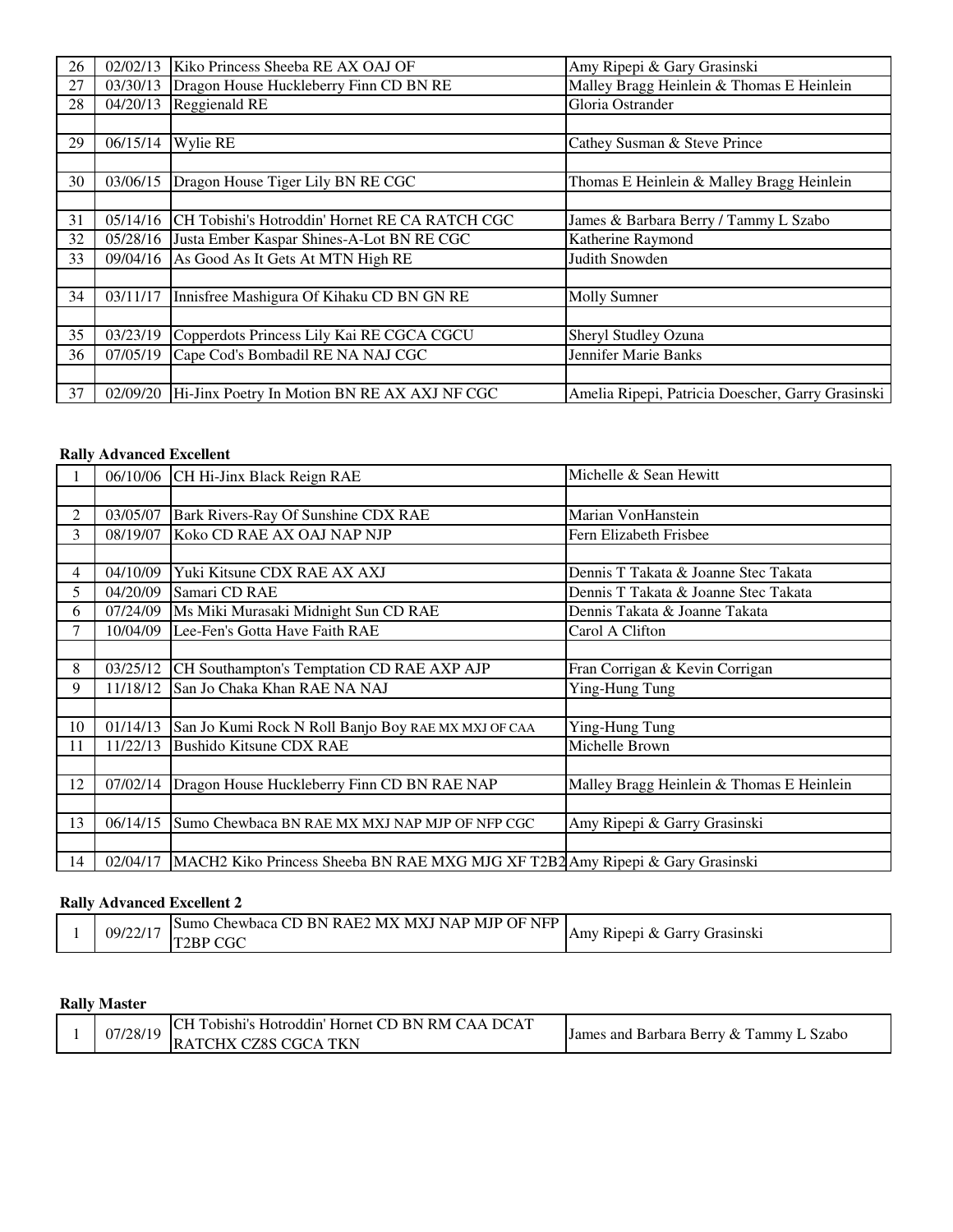| | | | |
|---|---|---|---|
| 26 | 02/02/13 | Kiko Princess Sheeba RE AX OAJ OF | Amy Ripepi & Gary Grasinski |
| 27 | 03/30/13 | Dragon House Huckleberry Finn CD BN RE | Malley Bragg Heinlein & Thomas E Heinlein |
| 28 | 04/20/13 | Reggienald RE | Gloria Ostrander |
| | | | |
| 29 | 06/15/14 | Wylie RE | Cathey Susman & Steve Prince |
| | | | |
| 30 | 03/06/15 | Dragon House Tiger Lily BN RE CGC | Thomas E Heinlein & Malley Bragg Heinlein |
| | | | |
| 31 | 05/14/16 | CH Tobishi's Hotroddin' Hornet RE CA RATCH CGC | James & Barbara Berry / Tammy L Szabo |
| 32 | 05/28/16 | Justa Ember Kaspar Shines-A-Lot BN RE CGC | Katherine Raymond |
| 33 | 09/04/16 | As Good As It Gets At MTN High RE | Judith Snowden |
| | | | |
| 34 | 03/11/17 | Innisfree Mashigura Of Kihaku CD BN GN RE | Molly Sumner |
| | | | |
| 35 | 03/23/19 | Copperdots Princess Lily Kai RE CGCA CGCU | Sheryl Studley Ozuna |
| 36 | 07/05/19 | Cape Cod's Bombadil RE NA NAJ CGC | Jennifer Marie Banks |
| | | | |
| 37 | 02/09/20 | Hi-Jinx Poetry In Motion BN RE AX AXJ NF CGC | Amelia Ripepi, Patricia Doescher, Garry Grasinski |

**Rally Advanced Excellent**

| | | | |
|---|---|---|---|
| 1 | 06/10/06 | CH Hi-Jinx Black Reign RAE | Michelle & Sean Hewitt |
| | | | |
| 2 | 03/05/07 | Bark Rivers-Ray Of Sunshine CDX RAE | Marian VonHanstein |
| 3 | 08/19/07 | Koko CD RAE AX OAJ NAP NJP | Fern Elizabeth Frisbee |
| | | | |
| 4 | 04/10/09 | Yuki Kitsune CDX RAE AX AXJ | Dennis T Takata & Joanne Stec Takata |
| 5 | 04/20/09 | Samari CD RAE | Dennis T Takata & Joanne Stec Takata |
| 6 | 07/24/09 | Ms Miki Murasaki Midnight Sun CD RAE | Dennis Takata & Joanne Takata |
| 7 | 10/04/09 | Lee-Fen's Gotta Have Faith RAE | Carol A Clifton |
| | | | |
| 8 | 03/25/12 | CH Southampton's Temptation CD RAE AXP AJP | Fran Corrigan & Kevin Corrigan |
| 9 | 11/18/12 | San Jo Chaka Khan RAE NA NAJ | Ying-Hung Tung |
| | | | |
| 10 | 01/14/13 | San Jo Kumi Rock N Roll Banjo Boy RAE MX MXJ OF CAA | Ying-Hung Tung |
| 11 | 11/22/13 | Bushido Kitsune CDX RAE | Michelle Brown |
| | | | |
| 12 | 07/02/14 | Dragon House Huckleberry Finn CD BN RAE NAP | Malley Bragg Heinlein & Thomas E Heinlein |
| | | | |
| 13 | 06/14/15 | Sumo Chewbaca BN RAE MX MXJ NAP MJP OF NFP CGC | Amy Ripepi & Garry Grasinski |
| | | | |
| 14 | 02/04/17 | MACH2 Kiko Princess Sheeba BN RAE MXG MJG XF T2B2 | Amy Ripepi & Gary Grasinski |

**Rally Advanced Excellent 2**

| | | | |
|---|---|---|---|
| 1 | 09/22/17 | Sumo Chewbaca CD BN RAE2 MX MXJ NAP MJP OF NFP T2BP CGC | Amy Ripepi & Garry Grasinski |

**Rally Master**

| | | | |
|---|---|---|---|
| 1 | 07/28/19 | CH Tobishi's Hotroddin' Hornet CD BN RM CAA DCAT RATCHX CZ8S CGCA TKN | James and Barbara Berry & Tammy L Szabo |